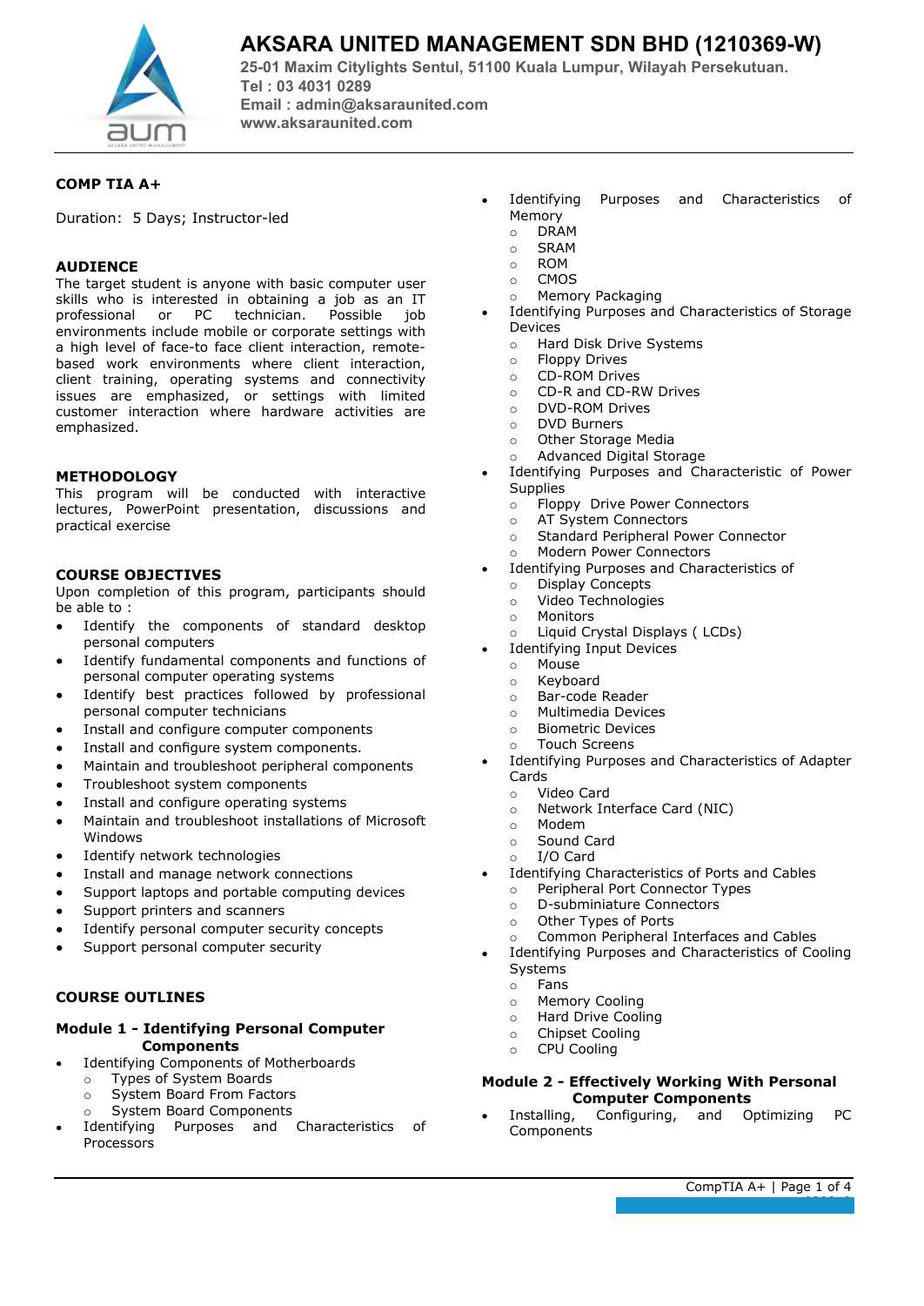# AKSARA UNITED MANAGEMENT SDN BHD (1210369-W)

**25-01 Maxim Citylights Sentul, 51100 Kuala Lumpur, Wilayah Persekutuan.**
**Tel : 03 4031 0289**
**Email : admin@aksarаunited.com**
**www.aksaraunited.com**

## COMP TIA A+

Duration: 5 Days; Instructor-led

### AUDIENCE

The target student is anyone with basic computer user skills who is interested in obtaining a job as an IT professional or PC technician. Possible job environments include mobile or corporate settings with a high level of face-to face client interaction, remote-based work environments where client interaction, client training, operating systems and connectivity issues are emphasized, or settings with limited customer interaction where hardware activities are emphasized.

### METHODOLOGY

This program will be conducted with interactive lectures, PowerPoint presentation, discussions and practical exercise

### COURSE OBJECTIVES

Upon completion of this program, participants should be able to :

- Identify the components of standard desktop personal computers
- Identify fundamental components and functions of personal computer operating systems
- Identify best practices followed by professional personal computer technicians
- Install and configure computer components
- Install and configure system components.
- Maintain and troubleshoot peripheral components
- Troubleshoot system components
- Install and configure operating systems
- Maintain and troubleshoot installations of Microsoft Windows
- Identify network technologies
- Install and manage network connections
- Support laptops and portable computing devices
- Support printers and scanners
- Identify personal computer security concepts
- Support personal computer security

### COURSE OUTLINES

#### Module 1 - Identifying Personal Computer Components

- Identifying Components of Motherboards
  - Types of System Boards
  - System Board From Factors
  - System Board Components
- Identifying Purposes and Characteristics of Processors
- Identifying Purposes and Characteristics of Memory
  - DRAM
  - SRAM
  - ROM
  - CMOS
  - Memory Packaging
- Identifying Purposes and Characteristics of Storage Devices
  - Hard Disk Drive Systems
  - Floppy Drives
  - CD-ROM Drives
  - CD-R and CD-RW Drives
  - DVD-ROM Drives
  - DVD Burners
  - Other Storage Media
  - Advanced Digital Storage
- Identifying Purposes and Characteristic of Power Supplies
  - Floppy Drive Power Connectors
  - AT System Connectors
  - Standard Peripheral Power Connector
  - Modern Power Connectors
- Identifying Purposes and Characteristics of
  - Display Concepts
  - Video Technologies
  - Monitors
  - Liquid Crystal Displays ( LCDs)
- Identifying Input Devices
  - Mouse
  - Keyboard
  - Bar-code Reader
  - Multimedia Devices
  - Biometric Devices
  - Touch Screens
- Identifying Purposes and Characteristics of Adapter Cards
  - Video Card
  - Network Interface Card (NIC)
  - Modem
  - Sound Card
  - I/O Card
- Identifying Characteristics of Ports and Cables
  - Peripheral Port Connector Types
  - D-subminiature Connectors
  - Other Types of Ports
  - Common Peripheral Interfaces and Cables
- Identifying Purposes and Characteristics of Cooling Systems
  - Fans
  - Memory Cooling
  - Hard Drive Cooling
  - Chipset Cooling
  - CPU Cooling

#### Module 2 - Effectively Working With Personal Computer Components

- Installing, Configuring, and Optimizing PC Components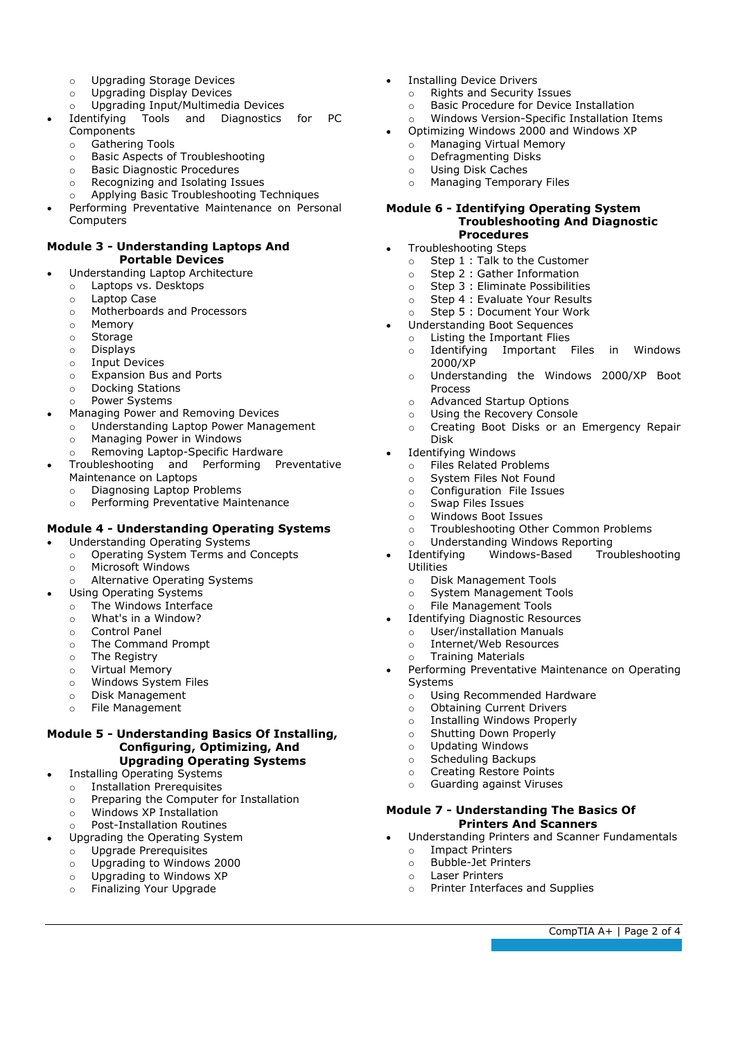- Upgrading Storage Devices
  - Upgrading Display Devices
  - Upgrading Input/Multimedia Devices
- Identifying Tools and Diagnostics for PC Components
  - Gathering Tools
  - Basic Aspects of Troubleshooting
  - Basic Diagnostic Procedures
  - Recognizing and Isolating Issues
  - Applying Basic Troubleshooting Techniques
- Performing Preventative Maintenance on Personal Computers

**Module 3 - Understanding Laptops And Portable Devices**

- Understanding Laptop Architecture
  - Laptops vs. Desktops
  - Laptop Case
  - Motherboards and Processors
  - Memory
  - Storage
  - Displays
  - Input Devices
  - Expansion Bus and Ports
  - Docking Stations
  - Power Systems
- Managing Power and Removing Devices
  - Understanding Laptop Power Management
  - Managing Power in Windows
  - Removing Laptop-Specific Hardware
- Troubleshooting and Performing Preventative Maintenance on Laptops
  - Diagnosing Laptop Problems
  - Performing Preventative Maintenance

**Module 4 - Understanding Operating Systems**

- Understanding Operating Systems
  - Operating System Terms and Concepts
  - Microsoft Windows
  - Alternative Operating Systems
- Using Operating Systems
  - The Windows Interface
  - What's in a Window?
  - Control Panel
  - The Command Prompt
  - The Registry
  - Virtual Memory
  - Windows System Files
  - Disk Management
  - File Management

**Module 5 - Understanding Basics Of Installing, Configuring, Optimizing, And Upgrading Operating Systems**

- Installing Operating Systems
  - Installation Prerequisites
  - Preparing the Computer for Installation
  - Windows XP Installation
  - Post-Installation Routines
- Upgrading the Operating System
  - Upgrade Prerequisites
  - Upgrading to Windows 2000
  - Upgrading to Windows XP
  - Finalizing Your Upgrade
- Installing Device Drivers
  - Rights and Security Issues
  - Basic Procedure for Device Installation
  - Windows Version-Specific Installation Items
- Optimizing Windows 2000 and Windows XP
  - Managing Virtual Memory
  - Defragmenting Disks
  - Using Disk Caches
  - Managing Temporary Files

**Module 6 - Identifying Operating System Troubleshooting And Diagnostic Procedures**

- Troubleshooting Steps
  - Step 1 : Talk to the Customer
  - Step 2 : Gather Information
  - Step 3 : Eliminate Possibilities
  - Step 4 : Evaluate Your Results
  - Step 5 : Document Your Work
- Understanding Boot Sequences
  - Listing the Important Flies
  - Identifying Important Files in Windows 2000/XP
  - Understanding the Windows 2000/XP Boot Process
  - Advanced Startup Options
  - Using the Recovery Console
  - Creating Boot Disks or an Emergency Repair Disk
- Identifying Windows
  - Files Related Problems
  - System Files Not Found
  - Configuration File Issues
  - Swap Files Issues
  - Windows Boot Issues
  - Troubleshooting Other Common Problems
  - Understanding Windows Reporting
- Identifying Windows-Based Troubleshooting Utilities
  - Disk Management Tools
  - System Management Tools
  - File Management Tools
- Identifying Diagnostic Resources
  - User/installation Manuals
  - Internet/Web Resources
  - Training Materials
- Performing Preventative Maintenance on Operating Systems
  - Using Recommended Hardware
  - Obtaining Current Drivers
  - Installing Windows Properly
  - Shutting Down Properly
  - Updating Windows
  - Scheduling Backups
  - Creating Restore Points
  - Guarding against Viruses

**Module 7 - Understanding The Basics Of Printers And Scanners**

- Understanding Printers and Scanner Fundamentals
  - Impact Printers
  - Bubble-Jet Printers
  - Laser Printers
  - Printer Interfaces and Supplies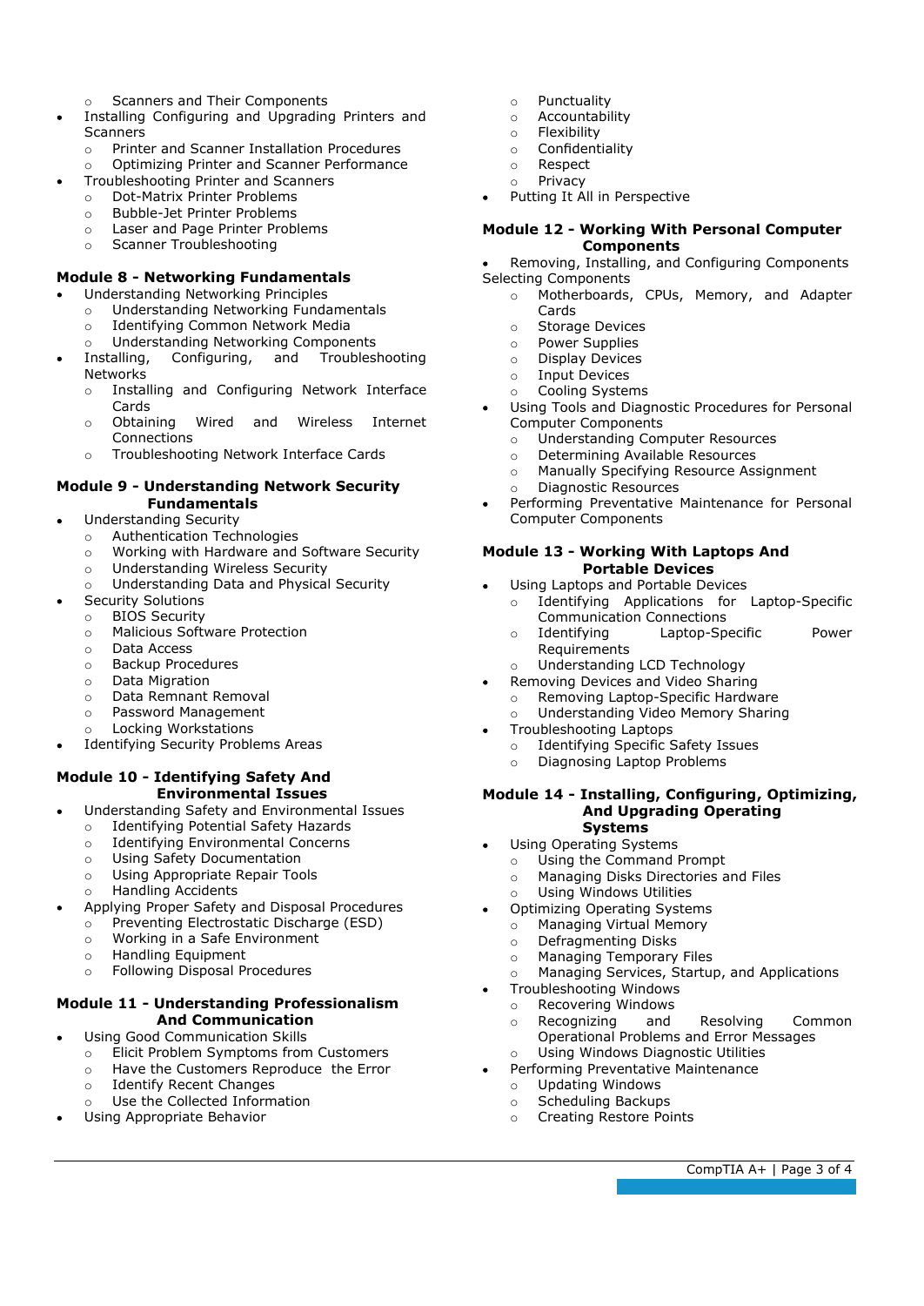- Scanners and Their Components
- Installing Configuring and Upgrading Printers and Scanners
  - Printer and Scanner Installation Procedures
  - Optimizing Printer and Scanner Performance
- Troubleshooting Printer and Scanners
  - Dot-Matrix Printer Problems
  - Bubble-Jet Printer Problems
  - Laser and Page Printer Problems
  - Scanner Troubleshooting

### Module 8 - Networking Fundamentals

- Understanding Networking Principles
  - Understanding Networking Fundamentals
  - Identifying Common Network Media
  - Understanding Networking Components
- Installing, Configuring, and Troubleshooting Networks
  - Installing and Configuring Network Interface Cards
  - Obtaining Wired and Wireless Internet Connections
  - Troubleshooting Network Interface Cards

### Module 9 - Understanding Network Security Fundamentals

- Understanding Security
  - Authentication Technologies
  - Working with Hardware and Software Security
  - Understanding Wireless Security
  - Understanding Data and Physical Security
- Security Solutions
  - BIOS Security
  - Malicious Software Protection
  - Data Access
  - Backup Procedures
  - Data Migration
  - Data Remnant Removal
  - Password Management
  - Locking Workstations
- Identifying Security Problems Areas

### Module 10 - Identifying Safety And Environmental Issues

- Understanding Safety and Environmental Issues
  - Identifying Potential Safety Hazards
  - Identifying Environmental Concerns
  - Using Safety Documentation
  - Using Appropriate Repair Tools
  - Handling Accidents
- Applying Proper Safety and Disposal Procedures
  - Preventing Electrostatic Discharge (ESD)
  - Working in a Safe Environment
  - Handling Equipment
  - Following Disposal Procedures

### Module 11 - Understanding Professionalism And Communication

- Using Good Communication Skills
  - Elicit Problem Symptoms from Customers
  - Have the Customers Reproduce the Error
  - Identify Recent Changes
  - Use the Collected Information
- Using Appropriate Behavior
  - Punctuality
  - Accountability
  - Flexibility
  - Confidentiality
  - Respect
  - Privacy
- Putting It All in Perspective

### Module 12 - Working With Personal Computer Components

- Removing, Installing, and Configuring Components

Selecting Components
  - Motherboards, CPUs, Memory, and Adapter Cards
  - Storage Devices
  - Power Supplies
  - Display Devices
  - Input Devices
  - Cooling Systems
- Using Tools and Diagnostic Procedures for Personal Computer Components
  - Understanding Computer Resources
  - Determining Available Resources
  - Manually Specifying Resource Assignment
  - Diagnostic Resources
- Performing Preventative Maintenance for Personal Computer Components

### Module 13 - Working With Laptops And Portable Devices

- Using Laptops and Portable Devices
  - Identifying Applications for Laptop-Specific Communication Connections
  - Identifying Laptop-Specific Power Requirements
  - Understanding LCD Technology
- Removing Devices and Video Sharing
  - Removing Laptop-Specific Hardware
  - Understanding Video Memory Sharing
- Troubleshooting Laptops
  - Identifying Specific Safety Issues
  - Diagnosing Laptop Problems

### Module 14 - Installing, Configuring, Optimizing, And Upgrading Operating Systems

- Using Operating Systems
  - Using the Command Prompt
  - Managing Disks Directories and Files
  - Using Windows Utilities
- Optimizing Operating Systems
  - Managing Virtual Memory
  - Defragmenting Disks
  - Managing Temporary Files
  - Managing Services, Startup, and Applications
- Troubleshooting Windows
  - Recovering Windows
  - Recognizing and Resolving Common Operational Problems and Error Messages
  - Using Windows Diagnostic Utilities
- Performing Preventative Maintenance
  - Updating Windows
  - Scheduling Backups
  - Creating Restore Points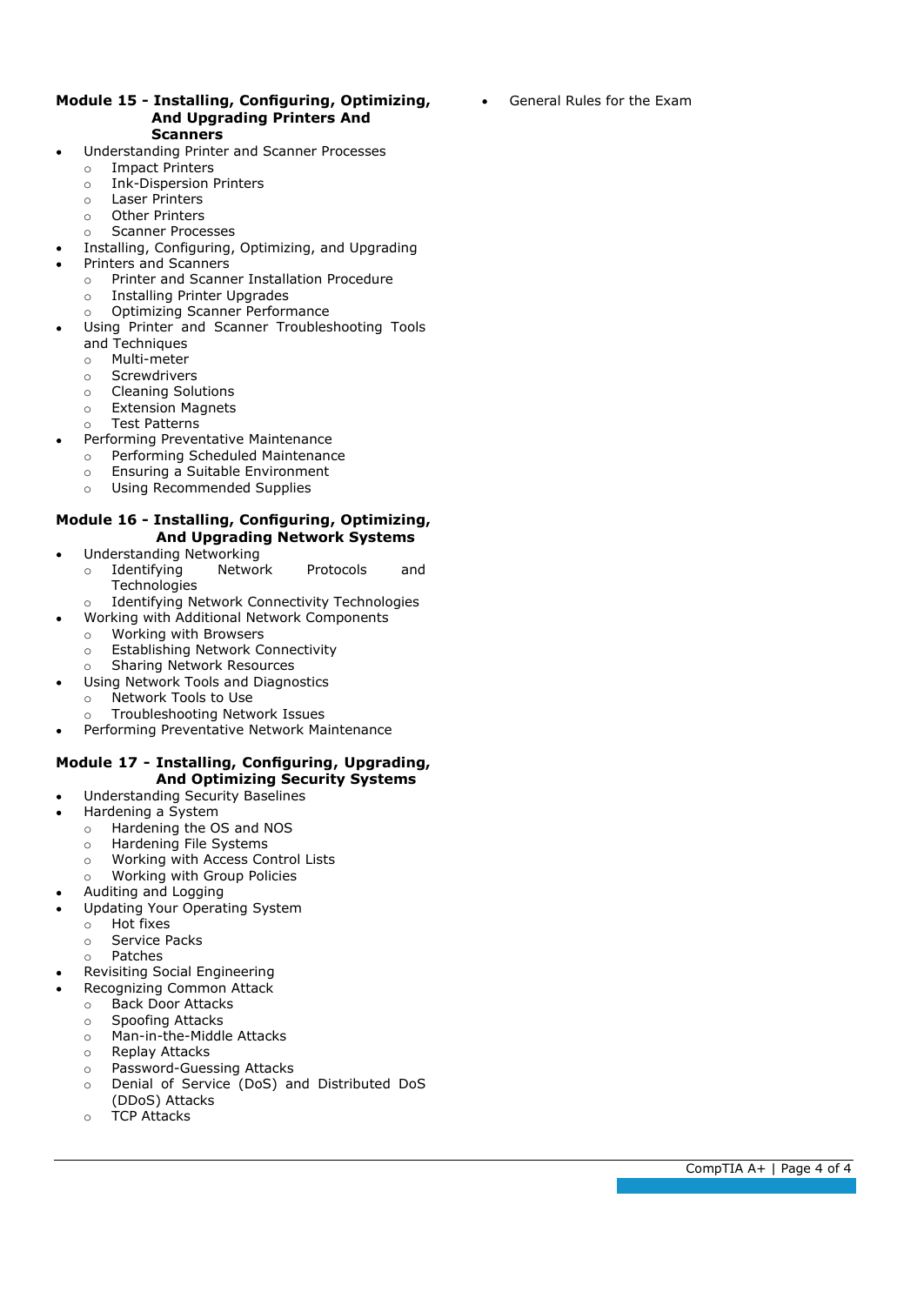### Module 15 - Installing, Configuring, Optimizing, And Upgrading Printers And Scanners

- Understanding Printer and Scanner Processes
  - Impact Printers
  - Ink-Dispersion Printers
  - Laser Printers
  - Other Printers
  - Scanner Processes
- Installing, Configuring, Optimizing, and Upgrading
- Printers and Scanners
  - Printer and Scanner Installation Procedure
  - Installing Printer Upgrades
  - Optimizing Scanner Performance
- Using Printer and Scanner Troubleshooting Tools and Techniques
  - Multi-meter
  - Screwdrivers
  - Cleaning Solutions
  - Extension Magnets
  - Test Patterns
- Performing Preventative Maintenance
  - Performing Scheduled Maintenance
  - Ensuring a Suitable Environment
  - Using Recommended Supplies

### Module 16 - Installing, Configuring, Optimizing, And Upgrading Network Systems

- Understanding Networking
  - Identifying Network Protocols and Technologies
  - Identifying Network Connectivity Technologies
- Working with Additional Network Components
  - Working with Browsers
  - Establishing Network Connectivity
  - Sharing Network Resources
- Using Network Tools and Diagnostics
  - Network Tools to Use
  - Troubleshooting Network Issues
- Performing Preventative Network Maintenance

### Module 17 - Installing, Configuring, Upgrading, And Optimizing Security Systems

- Understanding Security Baselines
- Hardening a System
  - Hardening the OS and NOS
  - Hardening File Systems
  - Working with Access Control Lists
  - Working with Group Policies
- Auditing and Logging
- Updating Your Operating System
  - Hot fixes
  - Service Packs
  - Patches
- Revisiting Social Engineering
- Recognizing Common Attack
  - Back Door Attacks
  - Spoofing Attacks
  - Man-in-the-Middle Attacks
  - Replay Attacks
  - Password-Guessing Attacks
  - Denial of Service (DoS) and Distributed DoS (DDoS) Attacks
  - TCP Attacks
- General Rules for the Exam